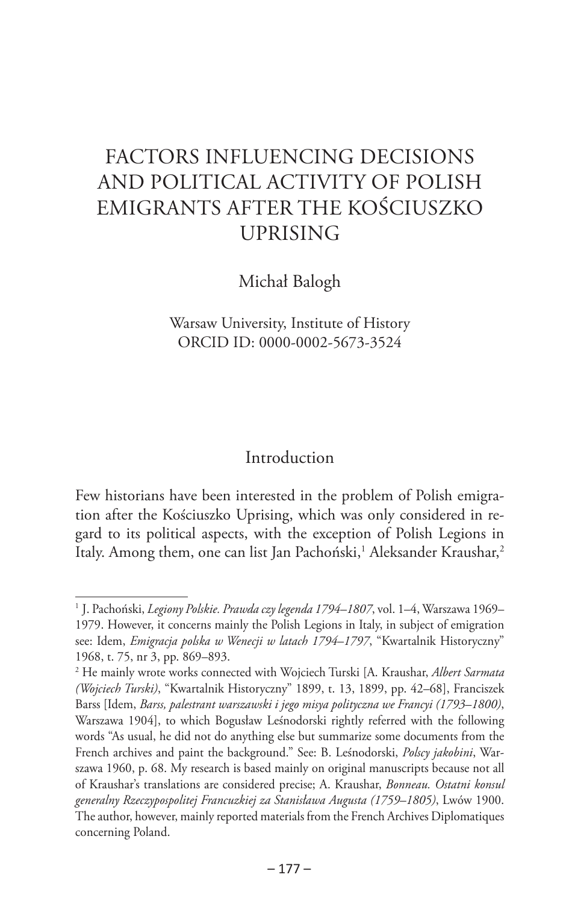# FACTORS INFLUENCING DECISIONS AND POLITICAL ACTIVITY OF POLISH EMIGRANTS AFTER THE KOŚCIUSZKO UPRISING

Michał Balogh

Warsaw University, Institute of History
ORCID ID: 0000-0002-5673-3524

## Introduction

Few historians have been interested in the problem of Polish emigration after the Kościuszko Uprising, which was only considered in regard to its political aspects, with the exception of Polish Legions in Italy. Among them, one can list Jan Pachoński,[1] Aleksander Kraushar,[2]

---

[1] J. Pachoński, *Legiony Polskie. Prawda czy legenda 1794–1807*, vol. 1–4, Warszawa 1969–1979. However, it concerns mainly the Polish Legions in Italy, in subject of emigration see: Idem, *Emigracja polska w Wenecji w latach 1794–1797*, "Kwartalnik Historyczny" 1968, t. 75, nr 3, pp. 869–893.

[2] He mainly wrote works connected with Wojciech Turski [A. Kraushar, *Albert Sarmata (Wojciech Turski)*, "Kwartalnik Historyczny" 1899, t. 13, 1899, pp. 42–68], Franciszek Barss [Idem, *Barss, palestrant warszawski i jego misya polityczna we Francyi (1793–1800)*, Warszawa 1904], to which Bogusław Leśnodorski rightly referred with the following words "As usual, he did not do anything else but summarize some documents from the French archives and paint the background." See: B. Leśnodorski, *Polscy jakobini*, Warszawa 1960, p. 68. My research is based mainly on original manuscripts because not all of Kraushar's translations are considered precise; A. Kraushar, *Bonneau. Ostatni konsul generalny Rzeczypospolitej Francuzkiej za Stanisława Augusta (1759–1805)*, Lwów 1900. The author, however, mainly reported materials from the French Archives Diplomatiques concerning Poland.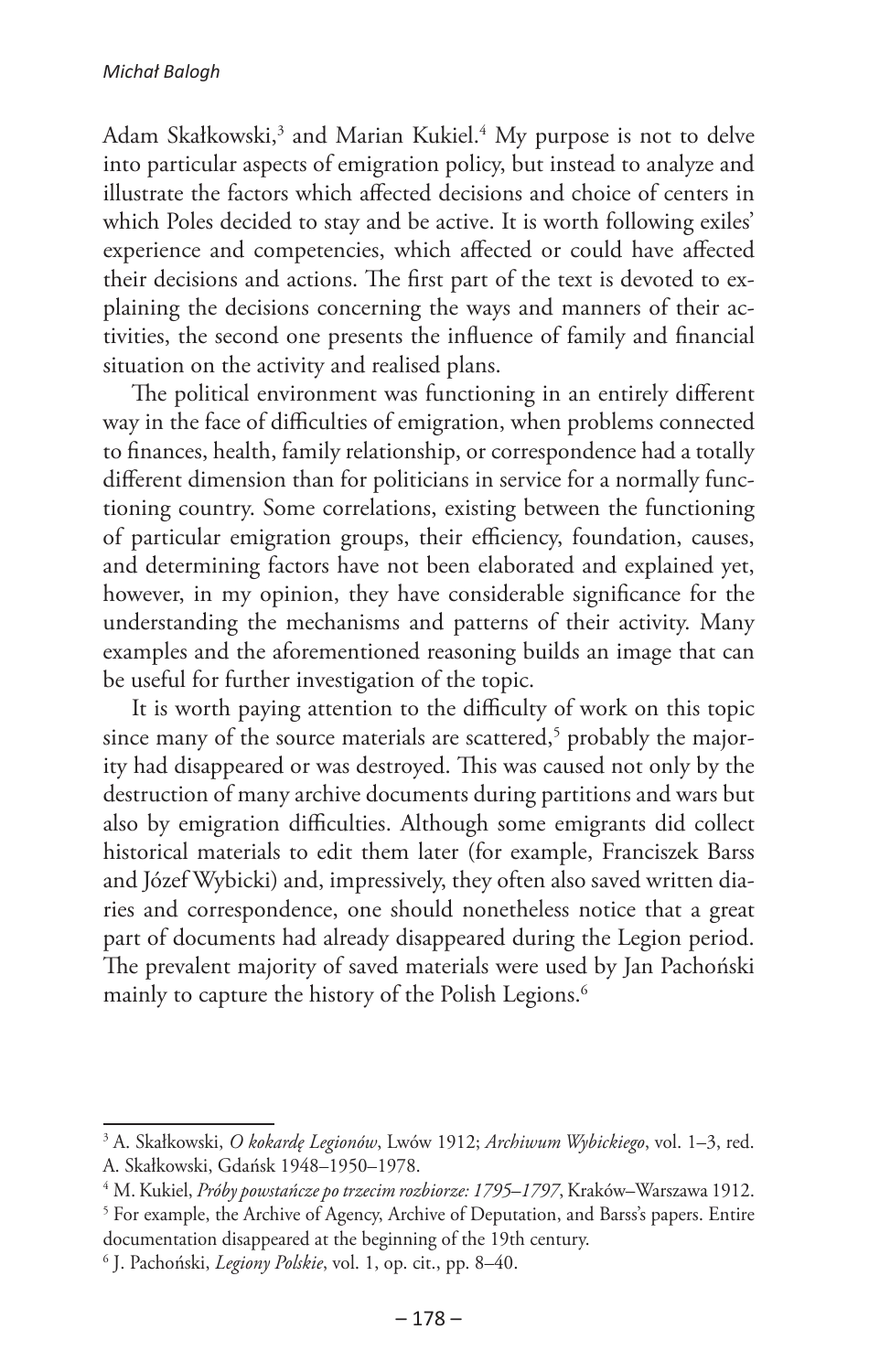Adam Skałkowski,[3] and Marian Kukiel.[4] My purpose is not to delve into particular aspects of emigration policy, but instead to analyze and illustrate the factors which affected decisions and choice of centers in which Poles decided to stay and be active. It is worth following exiles' experience and competencies, which affected or could have affected their decisions and actions. The first part of the text is devoted to explaining the decisions concerning the ways and manners of their activities, the second one presents the influence of family and financial situation on the activity and realised plans.

The political environment was functioning in an entirely different way in the face of difficulties of emigration, when problems connected to finances, health, family relationship, or correspondence had a totally different dimension than for politicians in service for a normally functioning country. Some correlations, existing between the functioning of particular emigration groups, their efficiency, foundation, causes, and determining factors have not been elaborated and explained yet, however, in my opinion, they have considerable significance for the understanding the mechanisms and patterns of their activity. Many examples and the aforementioned reasoning builds an image that can be useful for further investigation of the topic.

It is worth paying attention to the difficulty of work on this topic since many of the source materials are scattered,[5] probably the majority had disappeared or was destroyed. This was caused not only by the destruction of many archive documents during partitions and wars but also by emigration difficulties. Although some emigrants did collect historical materials to edit them later (for example, Franciszek Barss and Józef Wybicki) and, impressively, they often also saved written diaries and correspondence, one should nonetheless notice that a great part of documents had already disappeared during the Legion period. The prevalent majority of saved materials were used by Jan Pachoński mainly to capture the history of the Polish Legions.[6]

---

[3] A. Skałkowski, *O kokardę Legionów*, Lwów 1912; *Archiwum Wybickiego*, vol. 1–3, red. A. Skałkowski, Gdańsk 1948–1950–1978.

[4] M. Kukiel, *Próby powstańcze po trzecim rozbiorze: 1795–1797*, Kraków–Warszawa 1912.

[5] For example, the Archive of Agency, Archive of Deputation, and Barss's papers. Entire documentation disappeared at the beginning of the 19th century.

[6] J. Pachoński, *Legiony Polskie*, vol. 1, op. cit., pp. 8–40.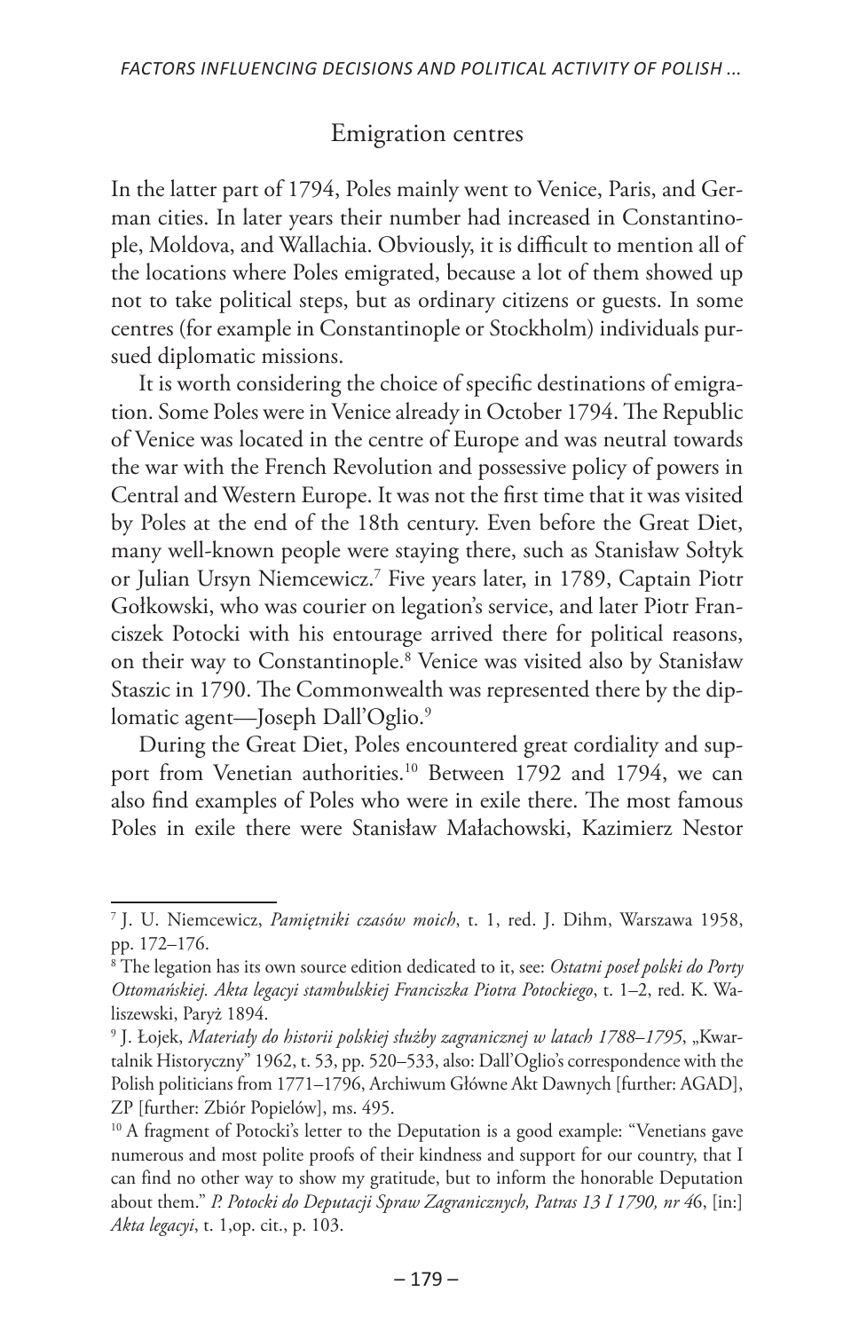## Emigration centres

In the latter part of 1794, Poles mainly went to Venice, Paris, and German cities. In later years their number had increased in Constantinople, Moldova, and Wallachia. Obviously, it is difficult to mention all of the locations where Poles emigrated, because a lot of them showed up not to take political steps, but as ordinary citizens or guests. In some centres (for example in Constantinople or Stockholm) individuals pursued diplomatic missions.

It is worth considering the choice of specific destinations of emigration. Some Poles were in Venice already in October 1794. The Republic of Venice was located in the centre of Europe and was neutral towards the war with the French Revolution and possessive policy of powers in Central and Western Europe. It was not the first time that it was visited by Poles at the end of the 18th century. Even before the Great Diet, many well-known people were staying there, such as Stanisław Sołtyk or Julian Ursyn Niemcewicz.[7] Five years later, in 1789, Captain Piotr Gołkowski, who was courier on legation's service, and later Piotr Franciszek Potocki with his entourage arrived there for political reasons, on their way to Constantinople.[8] Venice was visited also by Stanisław Staszic in 1790. The Commonwealth was represented there by the diplomatic agent—Joseph Dall'Oglio.[9]

During the Great Diet, Poles encountered great cordiality and support from Venetian authorities.[10] Between 1792 and 1794, we can also find examples of Poles who were in exile there. The most famous Poles in exile there were Stanisław Małachowski, Kazimierz Nestor

---

[7] J. U. Niemcewicz, *Pamiętniki czasów moich*, t. 1, red. J. Dihm, Warszawa 1958, pp. 172–176.

[8] The legation has its own source edition dedicated to it, see: *Ostatni poseł polski do Porty Ottomańskiej. Akta legacyi stambulskiej Franciszka Piotra Potockiego*, t. 1–2, red. K. Waliszewski, Paryż 1894.

[9] J. Łojek, *Materiały do historii polskiej służby zagranicznej w latach 1788–1795*, „Kwartalnik Historyczny" 1962, t. 53, pp. 520–533, also: Dall'Oglio's correspondence with the Polish politicians from 1771–1796, Archiwum Główne Akt Dawnych [further: AGAD], ZP [further: Zbiór Popielów], ms. 495.

[10] A fragment of Potocki's letter to the Deputation is a good example: "Venetians gave numerous and most polite proofs of their kindness and support for our country, that I can find no other way to show my gratitude, but to inform the honorable Deputation about them." *P. Potocki do Deputacji Spraw Zagranicznych, Patras 13 I 1790, nr 46*, [in:] *Akta legacyi*, t. 1,op. cit., p. 103.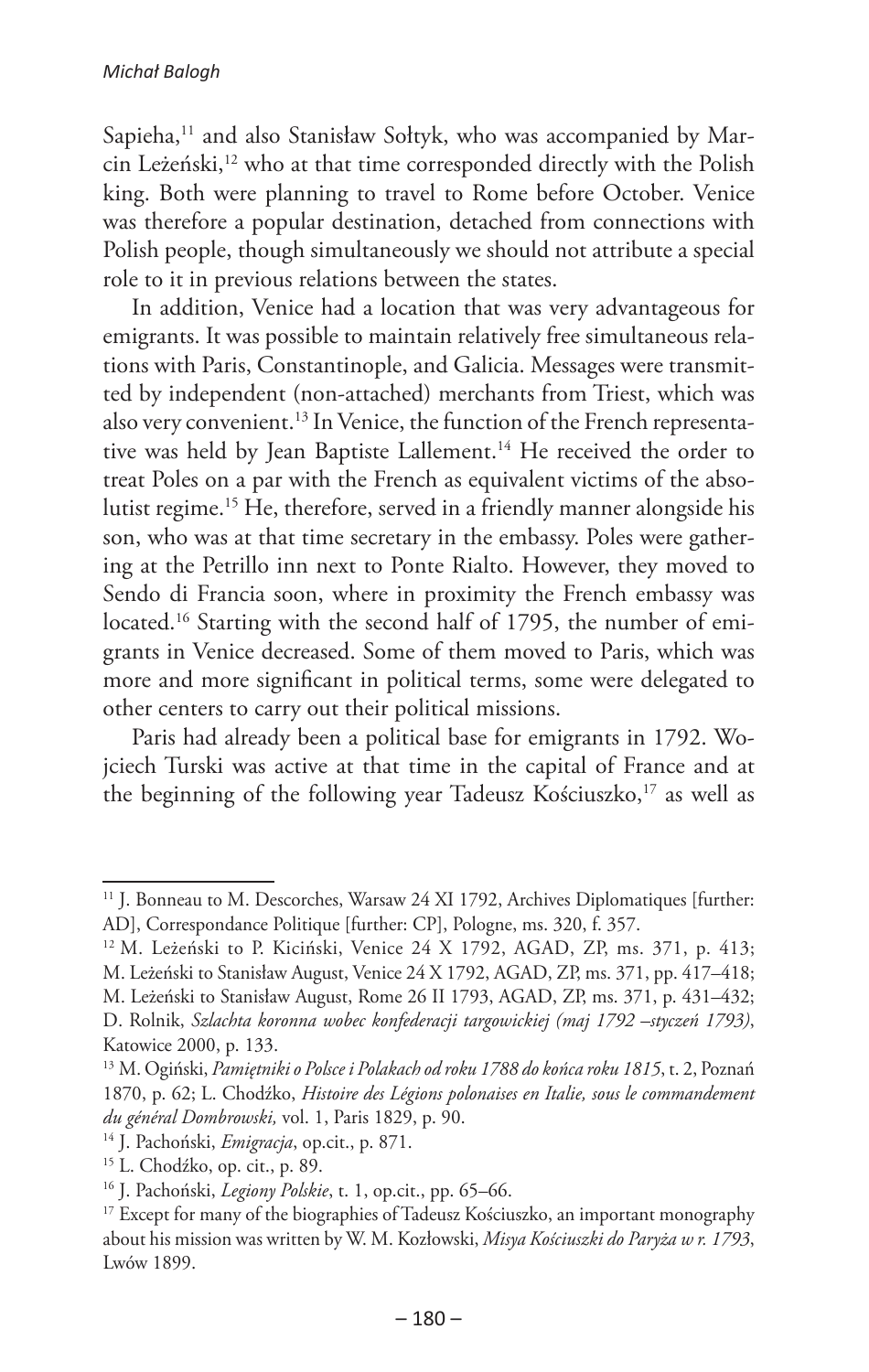Sapieha,[11] and also Stanisław Sołtyk, who was accompanied by Marcin Leżeński,[12] who at that time corresponded directly with the Polish king. Both were planning to travel to Rome before October. Venice was therefore a popular destination, detached from connections with Polish people, though simultaneously we should not attribute a special role to it in previous relations between the states.

In addition, Venice had a location that was very advantageous for emigrants. It was possible to maintain relatively free simultaneous relations with Paris, Constantinople, and Galicia. Messages were transmitted by independent (non-attached) merchants from Triest, which was also very convenient.[13] In Venice, the function of the French representative was held by Jean Baptiste Lallement.[14] He received the order to treat Poles on a par with the French as equivalent victims of the absolutist regime.[15] He, therefore, served in a friendly manner alongside his son, who was at that time secretary in the embassy. Poles were gathering at the Petrillo inn next to Ponte Rialto. However, they moved to Sendo di Francia soon, where in proximity the French embassy was located.[16] Starting with the second half of 1795, the number of emigrants in Venice decreased. Some of them moved to Paris, which was more and more significant in political terms, some were delegated to other centers to carry out their political missions.

Paris had already been a political base for emigrants in 1792. Wojciech Turski was active at that time in the capital of France and at the beginning of the following year Tadeusz Kościuszko,[17] as well as

---

[11] J. Bonneau to M. Descorches, Warsaw 24 XI 1792, Archives Diplomatiques [further: AD], Correspondance Politique [further: CP], Pologne, ms. 320, f. 357.

[12] M. Leżeński to P. Kiciński, Venice 24 X 1792, AGAD, ZP, ms. 371, p. 413; M. Leżeński to Stanisław August, Venice 24 X 1792, AGAD, ZP, ms. 371, pp. 417–418; M. Leżeński to Stanisław August, Rome 26 II 1793, AGAD, ZP, ms. 371, p. 431–432; D. Rolnik, *Szlachta koronna wobec konfederacji targowickiej (maj 1792 –styczeń 1793)*, Katowice 2000, p. 133.

[13] M. Ogiński, *Pamiętniki o Polsce i Polakach od roku 1788 do końca roku 1815*, t. 2, Poznań 1870, p. 62; L. Chodźko, *Histoire des Légions polonaises en Italie, sous le commandement du général Dombrowski,* vol. 1, Paris 1829, p. 90.

[14] J. Pachoński, *Emigracja*, op.cit., p. 871.

[15] L. Chodźko, op. cit., p. 89.

[16] J. Pachoński, *Legiony Polskie*, t. 1, op.cit., pp. 65–66.

[17] Except for many of the biographies of Tadeusz Kościuszko, an important monography about his mission was written by W. M. Kozłowski, *Misya Kościuszki do Paryża w r. 1793*, Lwów 1899.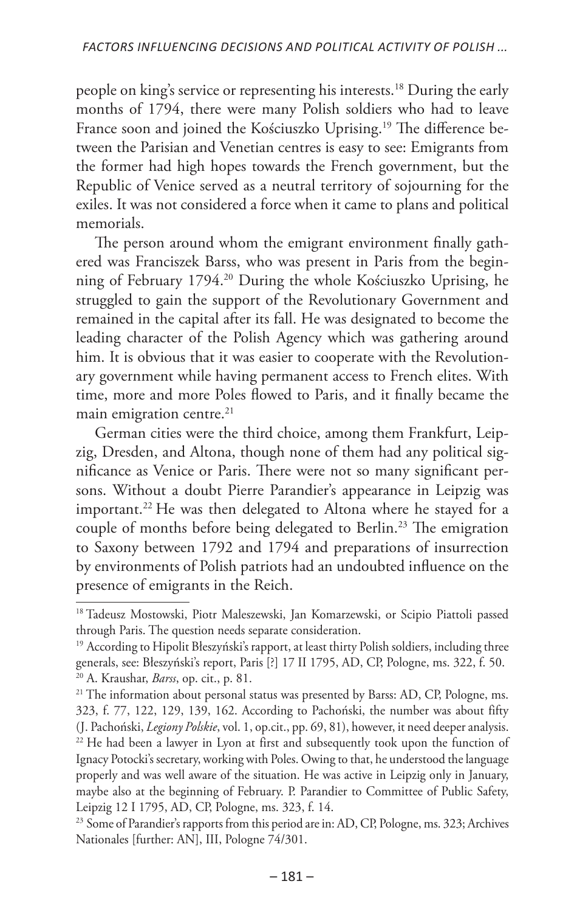people on king's service or representing his interests.[18] During the early months of 1794, there were many Polish soldiers who had to leave France soon and joined the Kościuszko Uprising.[19] The difference between the Parisian and Venetian centres is easy to see: Emigrants from the former had high hopes towards the French government, but the Republic of Venice served as a neutral territory of sojourning for the exiles. It was not considered a force when it came to plans and political memorials.

The person around whom the emigrant environment finally gathered was Franciszek Barss, who was present in Paris from the beginning of February 1794.[20] During the whole Kościuszko Uprising, he struggled to gain the support of the Revolutionary Government and remained in the capital after its fall. He was designated to become the leading character of the Polish Agency which was gathering around him. It is obvious that it was easier to cooperate with the Revolutionary government while having permanent access to French elites. With time, more and more Poles flowed to Paris, and it finally became the main emigration centre.[21]

German cities were the third choice, among them Frankfurt, Leipzig, Dresden, and Altona, though none of them had any political significance as Venice or Paris. There were not so many significant persons. Without a doubt Pierre Parandier's appearance in Leipzig was important.[22] He was then delegated to Altona where he stayed for a couple of months before being delegated to Berlin.[23] The emigration to Saxony between 1792 and 1794 and preparations of insurrection by environments of Polish patriots had an undoubted influence on the presence of emigrants in the Reich.

---

[18] Tadeusz Mostowski, Piotr Maleszewski, Jan Komarzewski, or Scipio Piattoli passed through Paris. The question needs separate consideration.

[19] According to Hipolit Błeszyński's rapport, at least thirty Polish soldiers, including three generals, see: Błeszyński's report, Paris [?] 17 II 1795, AD, CP, Pologne, ms. 322, f. 50.

[20] A. Kraushar, *Barss*, op. cit., p. 81.

[21] The information about personal status was presented by Barss: AD, CP, Pologne, ms. 323, f. 77, 122, 129, 139, 162. According to Pachoński, the number was about fifty (J. Pachoński, *Legiony Polskie*, vol. 1, op.cit., pp. 69, 81), however, it need deeper analysis.

[22] He had been a lawyer in Lyon at first and subsequently took upon the function of Ignacy Potocki's secretary, working with Poles. Owing to that, he understood the language properly and was well aware of the situation. He was active in Leipzig only in January, maybe also at the beginning of February. P. Parandier to Committee of Public Safety, Leipzig 12 I 1795, AD, CP, Pologne, ms. 323, f. 14.

[23] Some of Parandier's rapports from this period are in: AD, CP, Pologne, ms. 323; Archives Nationales [further: AN], III, Pologne 74/301.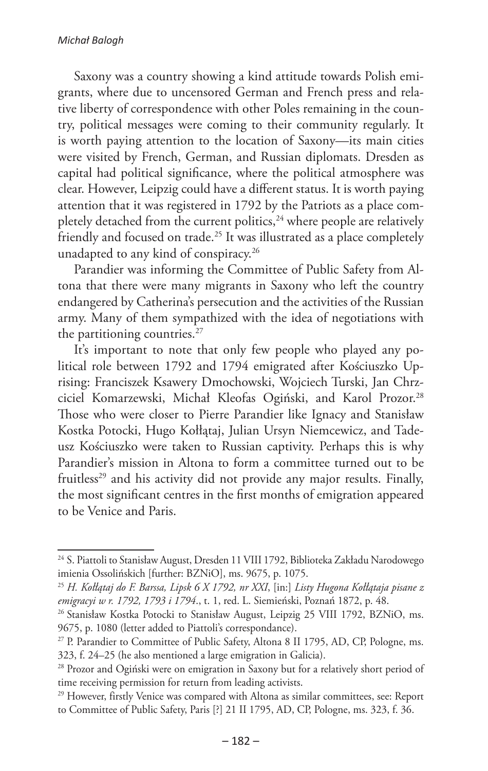Saxony was a country showing a kind attitude towards Polish emigrants, where due to uncensored German and French press and relative liberty of correspondence with other Poles remaining in the country, political messages were coming to their community regularly. It is worth paying attention to the location of Saxony—its main cities were visited by French, German, and Russian diplomats. Dresden as capital had political significance, where the political atmosphere was clear. However, Leipzig could have a different status. It is worth paying attention that it was registered in 1792 by the Patriots as a place completely detached from the current politics,[24] where people are relatively friendly and focused on trade.[25] It was illustrated as a place completely unadapted to any kind of conspiracy.[26]

Parandier was informing the Committee of Public Safety from Altona that there were many migrants in Saxony who left the country endangered by Catherina's persecution and the activities of the Russian army. Many of them sympathized with the idea of negotiations with the partitioning countries.[27]

It's important to note that only few people who played any political role between 1792 and 1794 emigrated after Kościuszko Uprising: Franciszek Ksawery Dmochowski, Wojciech Turski, Jan Chrzciciel Komarzewski, Michał Kleofas Ogiński, and Karol Prozor.[28] Those who were closer to Pierre Parandier like Ignacy and Stanisław Kostka Potocki, Hugo Kołłątaj, Julian Ursyn Niemcewicz, and Tadeusz Kościuszko were taken to Russian captivity. Perhaps this is why Parandier's mission in Altona to form a committee turned out to be fruitless[29] and his activity did not provide any major results. Finally, the most significant centres in the first months of emigration appeared to be Venice and Paris.

---

[24] S. Piattoli to Stanisław August, Dresden 11 VIII 1792, Biblioteka Zakładu Narodowego imienia Ossolińskich [further: BZNiO], ms. 9675, p. 1075.

[25] *H. Kołłątaj do F. Barssa, Lipsk 6 X 1792, nr XXI*, [in:] *Listy Hugona Kołłątaja pisane z emigracyi w r. 1792, 1793 i 1794.*, t. 1, red. L. Siemieński, Poznań 1872, p. 48.

[26] Stanisław Kostka Potocki to Stanisław August, Leipzig 25 VIII 1792, BZNiO, ms. 9675, p. 1080 (letter added to Piattoli's correspondance).

[27] P. Parandier to Committee of Public Safety, Altona 8 II 1795, AD, CP, Pologne, ms. 323, f. 24–25 (he also mentioned a large emigration in Galicia).

[28] Prozor and Ogiński were on emigration in Saxony but for a relatively short period of time receiving permission for return from leading activists.

[29] However, firstly Venice was compared with Altona as similar committees, see: Report to Committee of Public Safety, Paris [?] 21 II 1795, AD, CP, Pologne, ms. 323, f. 36.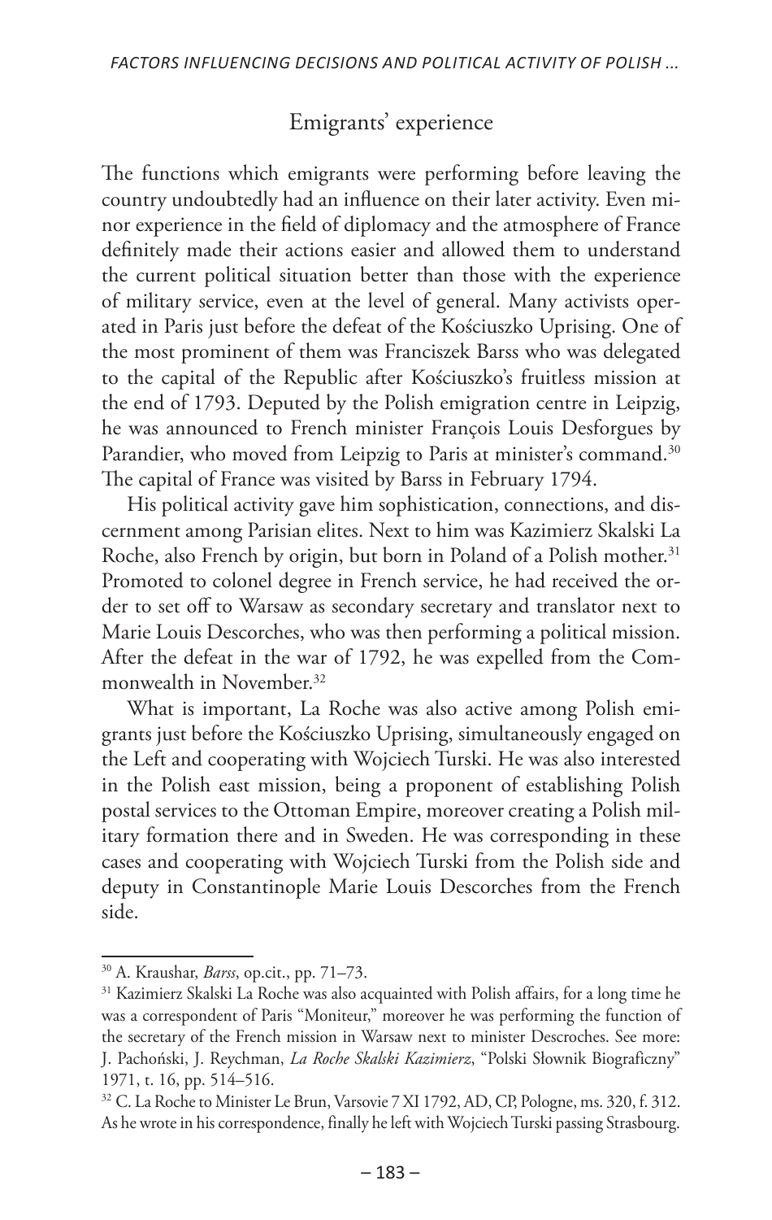## Emigrants' experience

The functions which emigrants were performing before leaving the country undoubtedly had an influence on their later activity. Even minor experience in the field of diplomacy and the atmosphere of France definitely made their actions easier and allowed them to understand the current political situation better than those with the experience of military service, even at the level of general. Many activists operated in Paris just before the defeat of the Kościuszko Uprising. One of the most prominent of them was Franciszek Barss who was delegated to the capital of the Republic after Kościuszko's fruitless mission at the end of 1793. Deputed by the Polish emigration centre in Leipzig, he was announced to French minister François Louis Desforgues by Parandier, who moved from Leipzig to Paris at minister's command.[30] The capital of France was visited by Barss in February 1794.

His political activity gave him sophistication, connections, and discernment among Parisian elites. Next to him was Kazimierz Skalski La Roche, also French by origin, but born in Poland of a Polish mother.[31] Promoted to colonel degree in French service, he had received the order to set off to Warsaw as secondary secretary and translator next to Marie Louis Descorches, who was then performing a political mission. After the defeat in the war of 1792, he was expelled from the Commonwealth in November.[32]

What is important, La Roche was also active among Polish emigrants just before the Kościuszko Uprising, simultaneously engaged on the Left and cooperating with Wojciech Turski. He was also interested in the Polish east mission, being a proponent of establishing Polish postal services to the Ottoman Empire, moreover creating a Polish military formation there and in Sweden. He was corresponding in these cases and cooperating with Wojciech Turski from the Polish side and deputy in Constantinople Marie Louis Descorches from the French side.

---

[30] A. Kraushar, *Barss*, op.cit., pp. 71–73.

[31] Kazimierz Skalski La Roche was also acquainted with Polish affairs, for a long time he was a correspondent of Paris "Moniteur," moreover he was performing the function of the secretary of the French mission in Warsaw next to minister Descroches. See more: J. Pachoński, J. Reychman, *La Roche Skalski Kazimierz*, "Polski Słownik Biograficzny" 1971, t. 16, pp. 514–516.

[32] C. La Roche to Minister Le Brun, Varsovie 7 XI 1792, AD, CP, Pologne, ms. 320, f. 312. As he wrote in his correspondence, finally he left with Wojciech Turski passing Strasbourg.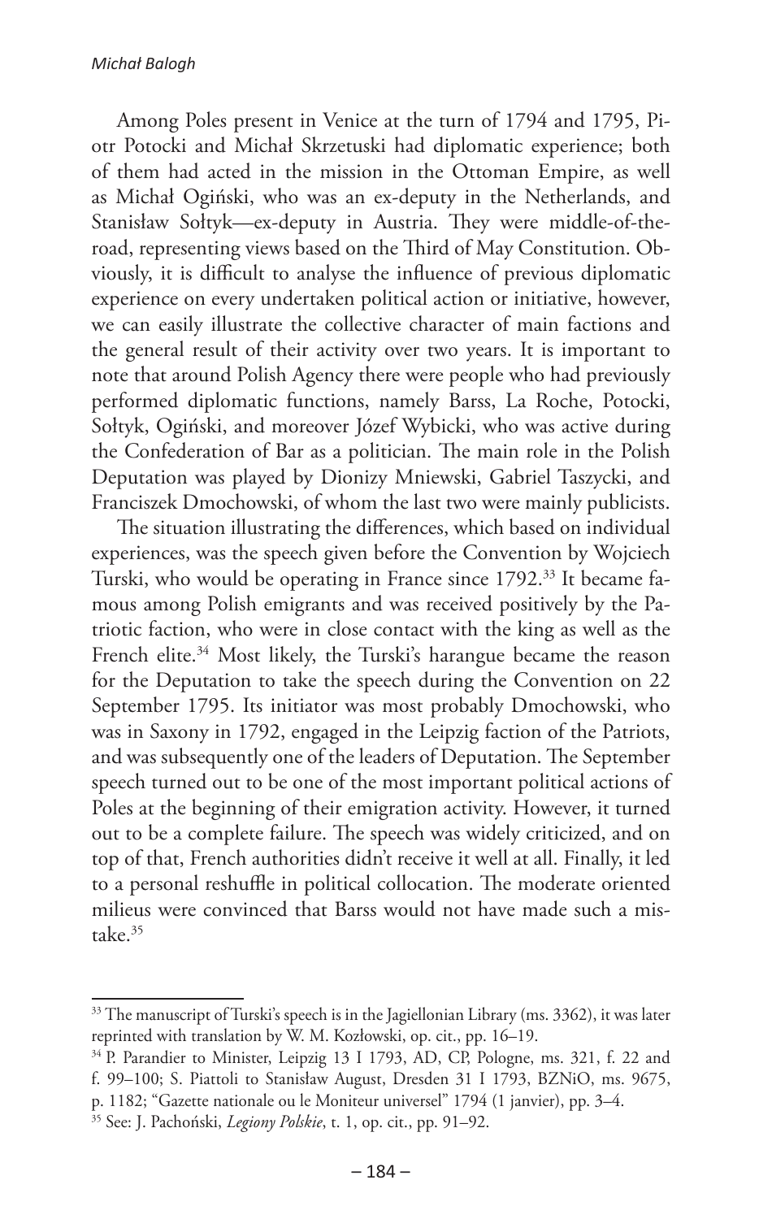Among Poles present in Venice at the turn of 1794 and 1795, Piotr Potocki and Michał Skrzetuski had diplomatic experience; both of them had acted in the mission in the Ottoman Empire, as well as Michał Ogiński, who was an ex-deputy in the Netherlands, and Stanisław Sołtyk—ex-deputy in Austria. They were middle-of-the-road, representing views based on the Third of May Constitution. Obviously, it is difficult to analyse the influence of previous diplomatic experience on every undertaken political action or initiative, however, we can easily illustrate the collective character of main factions and the general result of their activity over two years. It is important to note that around Polish Agency there were people who had previously performed diplomatic functions, namely Barss, La Roche, Potocki, Sołtyk, Ogiński, and moreover Józef Wybicki, who was active during the Confederation of Bar as a politician. The main role in the Polish Deputation was played by Dionizy Mniewski, Gabriel Taszycki, and Franciszek Dmochowski, of whom the last two were mainly publicists.

The situation illustrating the differences, which based on individual experiences, was the speech given before the Convention by Wojciech Turski, who would be operating in France since 1792.[33] It became famous among Polish emigrants and was received positively by the Patriotic faction, who were in close contact with the king as well as the French elite.[34] Most likely, the Turski's harangue became the reason for the Deputation to take the speech during the Convention on 22 September 1795. Its initiator was most probably Dmochowski, who was in Saxony in 1792, engaged in the Leipzig faction of the Patriots, and was subsequently one of the leaders of Deputation. The September speech turned out to be one of the most important political actions of Poles at the beginning of their emigration activity. However, it turned out to be a complete failure. The speech was widely criticized, and on top of that, French authorities didn't receive it well at all. Finally, it led to a personal reshuffle in political collocation. The moderate oriented milieus were convinced that Barss would not have made such a mistake.[35]

---

[33] The manuscript of Turski's speech is in the Jagiellonian Library (ms. 3362), it was later reprinted with translation by W. M. Kozłowski, op. cit., pp. 16–19.

[34] P. Parandier to Minister, Leipzig 13 I 1793, AD, CP, Pologne, ms. 321, f. 22 and f. 99–100; S. Piattoli to Stanisław August, Dresden 31 I 1793, BZNiO, ms. 9675, p. 1182; "Gazette nationale ou le Moniteur universel" 1794 (1 janvier), pp. 3–4.

[35] See: J. Pachoński, *Legiony Polskie*, t. 1, op. cit., pp. 91–92.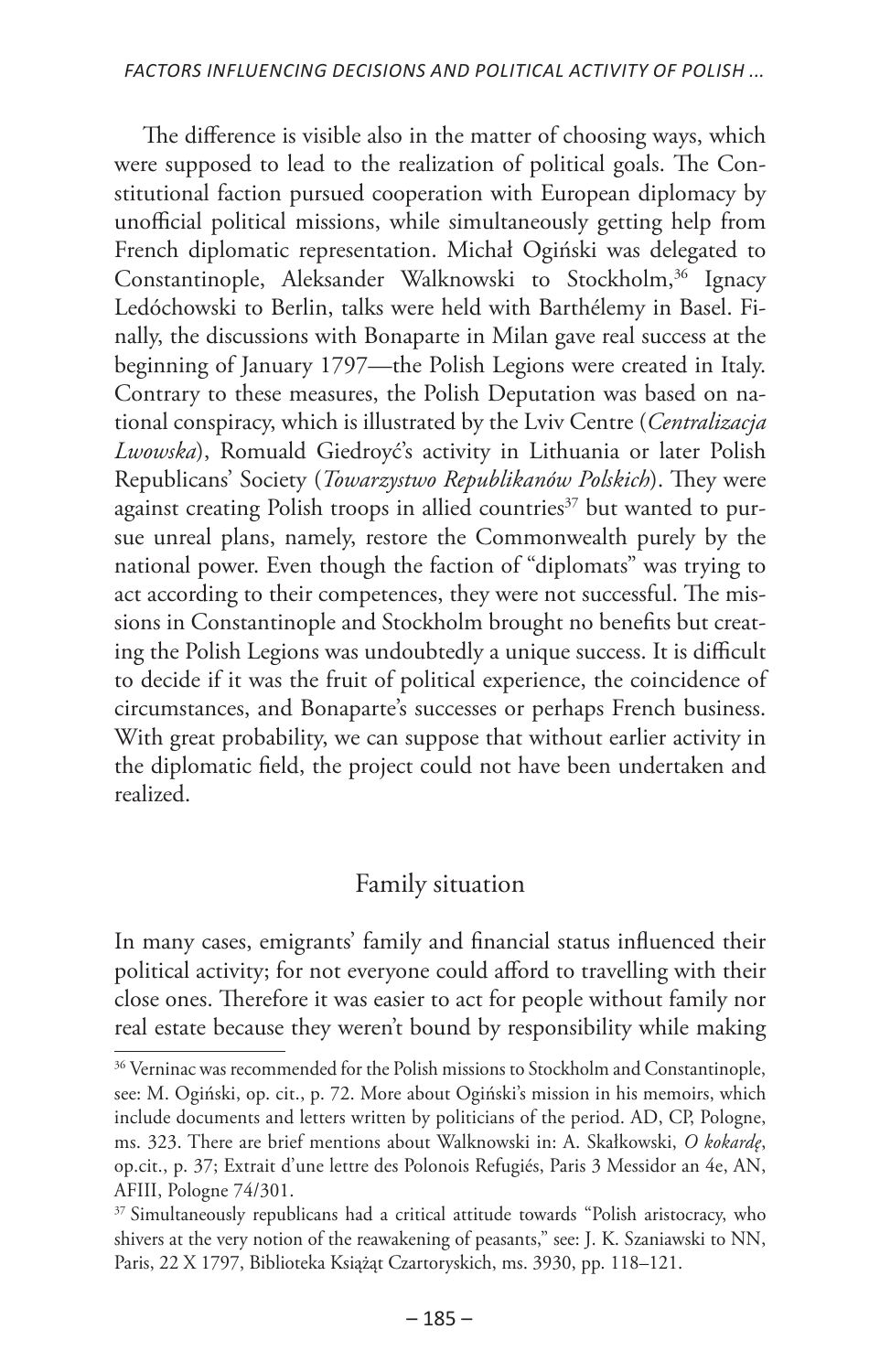The difference is visible also in the matter of choosing ways, which were supposed to lead to the realization of political goals. The Constitutional faction pursued cooperation with European diplomacy by unofficial political missions, while simultaneously getting help from French diplomatic representation. Michał Ogiński was delegated to Constantinople, Aleksander Walknowski to Stockholm,[36] Ignacy Ledóchowski to Berlin, talks were held with Barthélemy in Basel. Finally, the discussions with Bonaparte in Milan gave real success at the beginning of January 1797—the Polish Legions were created in Italy. Contrary to these measures, the Polish Deputation was based on national conspiracy, which is illustrated by the Lviv Centre (*Centralizacja Lwowska*), Romuald Giedroyć's activity in Lithuania or later Polish Republicans' Society (*Towarzystwo Republikanów Polskich*). They were against creating Polish troops in allied countries[37] but wanted to pursue unreal plans, namely, restore the Commonwealth purely by the national power. Even though the faction of "diplomats" was trying to act according to their competences, they were not successful. The missions in Constantinople and Stockholm brought no benefits but creating the Polish Legions was undoubtedly a unique success. It is difficult to decide if it was the fruit of political experience, the coincidence of circumstances, and Bonaparte's successes or perhaps French business. With great probability, we can suppose that without earlier activity in the diplomatic field, the project could not have been undertaken and realized.

## Family situation

In many cases, emigrants' family and financial status influenced their political activity; for not everyone could afford to travelling with their close ones. Therefore it was easier to act for people without family nor real estate because they weren't bound by responsibility while making

---

[36] Verninac was recommended for the Polish missions to Stockholm and Constantinople, see: M. Ogiński, op. cit., p. 72. More about Ogiński's mission in his memoirs, which include documents and letters written by politicians of the period. AD, CP, Pologne, ms. 323. There are brief mentions about Walknowski in: A. Skałkowski, *O kokardę*, op.cit., p. 37; Extrait d'une lettre des Polonois Refugiés, Paris 3 Messidor an 4e, AN, AFIII, Pologne 74/301.

[37] Simultaneously republicans had a critical attitude towards "Polish aristocracy, who shivers at the very notion of the reawakening of peasants," see: J. K. Szaniawski to NN, Paris, 22 X 1797, Biblioteka Książąt Czartoryskich, ms. 3930, pp. 118–121.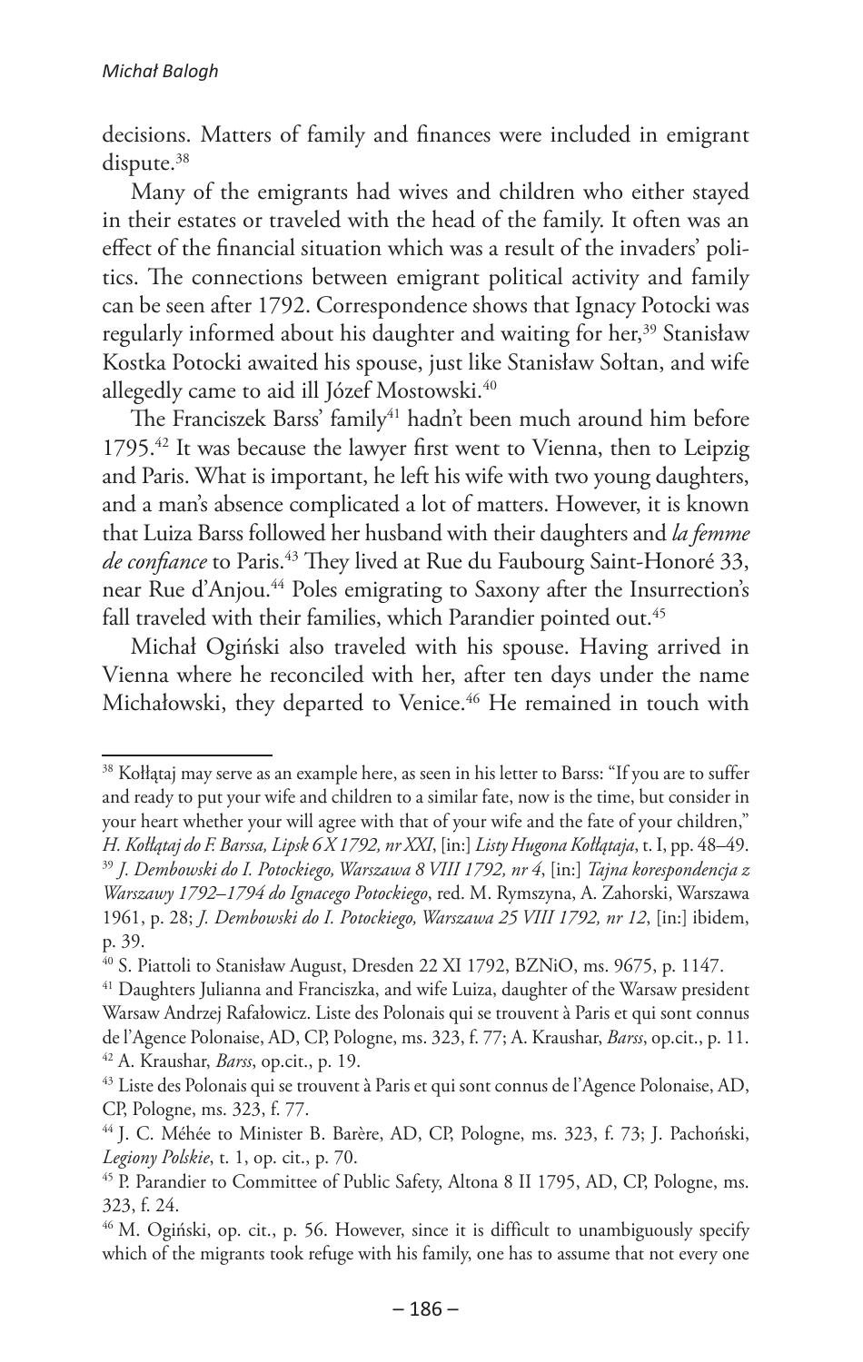decisions. Matters of family and finances were included in emigrant dispute.[38]

Many of the emigrants had wives and children who either stayed in their estates or traveled with the head of the family. It often was an effect of the financial situation which was a result of the invaders' politics. The connections between emigrant political activity and family can be seen after 1792. Correspondence shows that Ignacy Potocki was regularly informed about his daughter and waiting for her,[39] Stanisław Kostka Potocki awaited his spouse, just like Stanisław Sołtan, and wife allegedly came to aid ill Józef Mostowski.[40]

The Franciszek Barss' family[41] hadn't been much around him before 1795.[42] It was because the lawyer first went to Vienna, then to Leipzig and Paris. What is important, he left his wife with two young daughters, and a man's absence complicated a lot of matters. However, it is known that Luiza Barss followed her husband with their daughters and *la femme de confiance* to Paris.[43] They lived at Rue du Faubourg Saint-Honoré 33, near Rue d'Anjou.[44] Poles emigrating to Saxony after the Insurrection's fall traveled with their families, which Parandier pointed out.[45]

Michał Ogiński also traveled with his spouse. Having arrived in Vienna where he reconciled with her, after ten days under the name Michałowski, they departed to Venice.[46] He remained in touch with

---

[38] Kołłątaj may serve as an example here, as seen in his letter to Barss: "If you are to suffer and ready to put your wife and children to a similar fate, now is the time, but consider in your heart whether your will agree with that of your wife and the fate of your children," *H. Kołłątaj do F. Barssa, Lipsk 6 X 1792, nr XXI*, [in:] *Listy Hugona Kołłątaja*, t. I, pp. 48–49.

[39] *J. Dembowski do I. Potockiego, Warszawa 8 VIII 1792, nr 4*, [in:] *Tajna korespondencja z Warszawy 1792–1794 do Ignacego Potockiego*, red. M. Rymszyna, A. Zahorski, Warszawa 1961, p. 28; *J. Dembowski do I. Potockiego, Warszawa 25 VIII 1792, nr 12*, [in:] ibidem, p. 39.

[40] S. Piattoli to Stanisław August, Dresden 22 XI 1792, BZNiO, ms. 9675, p. 1147.

[41] Daughters Julianna and Franciszka, and wife Luiza, daughter of the Warsaw president Warsaw Andrzej Rafałowicz. Liste des Polonais qui se trouvent à Paris et qui sont connus de l'Agence Polonaise, AD, CP, Pologne, ms. 323, f. 77; A. Kraushar, *Barss*, op.cit., p. 11.

[42] A. Kraushar, *Barss*, op.cit., p. 19.

[43] Liste des Polonais qui se trouvent à Paris et qui sont connus de l'Agence Polonaise, AD, CP, Pologne, ms. 323, f. 77.

[44] J. C. Méhée to Minister B. Barère, AD, CP, Pologne, ms. 323, f. 73; J. Pachoński, *Legiony Polskie*, t. 1, op. cit., p. 70.

[45] P. Parandier to Committee of Public Safety, Altona 8 II 1795, AD, CP, Pologne, ms. 323, f. 24.

[46] M. Ogiński, op. cit., p. 56. However, since it is difficult to unambiguously specify which of the migrants took refuge with his family, one has to assume that not every one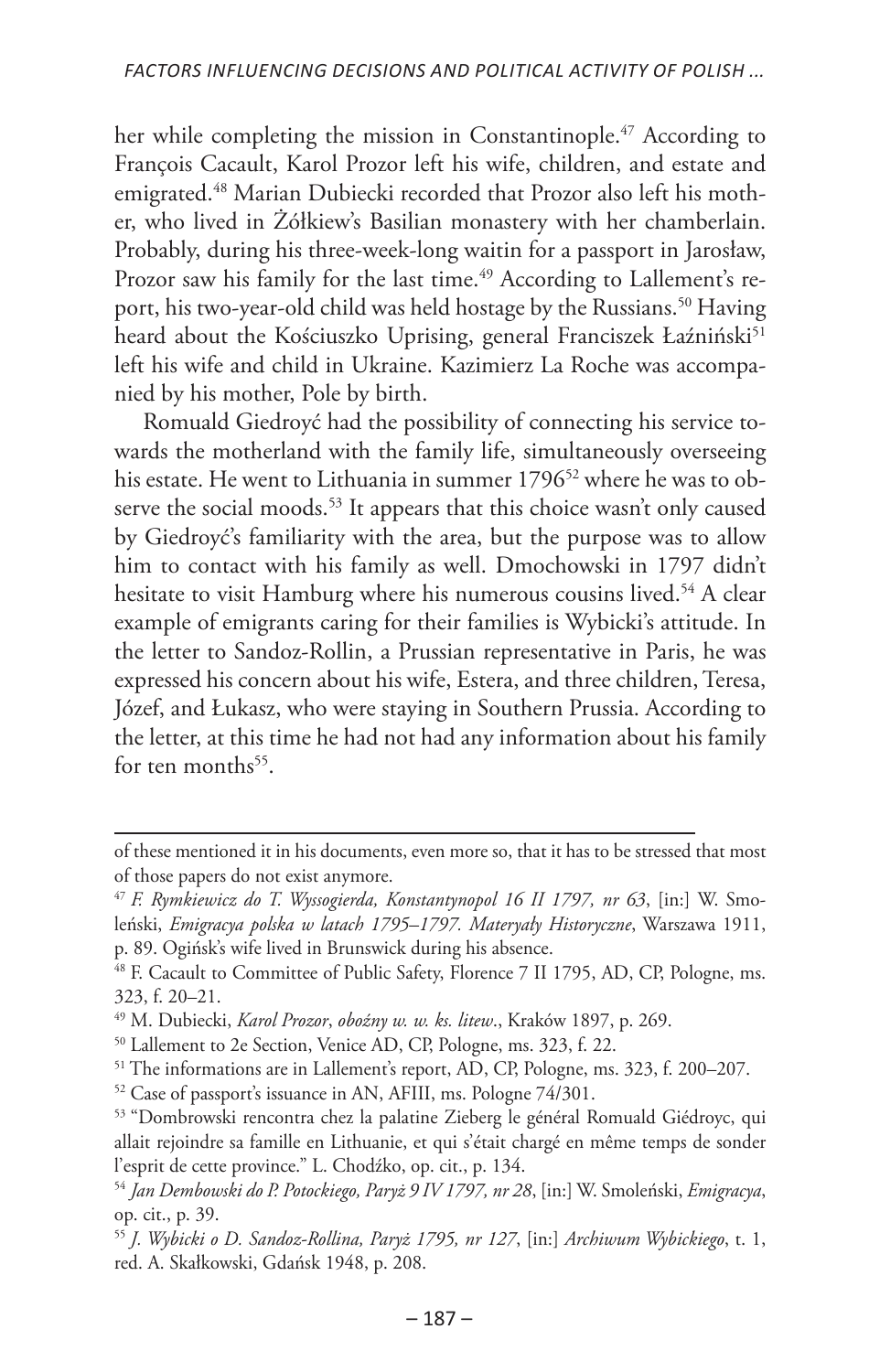her while completing the mission in Constantinople.[47] According to François Cacault, Karol Prozor left his wife, children, and estate and emigrated.[48] Marian Dubiecki recorded that Prozor also left his mother, who lived in Żółkiew's Basilian monastery with her chamberlain. Probably, during his three-week-long waitin for a passport in Jarosław, Prozor saw his family for the last time.[49] According to Lallement's report, his two-year-old child was held hostage by the Russians.[50] Having heard about the Kościuszko Uprising, general Franciszek Łaźniński[51] left his wife and child in Ukraine. Kazimierz La Roche was accompanied by his mother, Pole by birth.

Romuald Giedroyć had the possibility of connecting his service towards the motherland with the family life, simultaneously overseeing his estate. He went to Lithuania in summer 1796[52] where he was to observe the social moods.[53] It appears that this choice wasn't only caused by Giedroyć's familiarity with the area, but the purpose was to allow him to contact with his family as well. Dmochowski in 1797 didn't hesitate to visit Hamburg where his numerous cousins lived.[54] A clear example of emigrants caring for their families is Wybicki's attitude. In the letter to Sandoz-Rollin, a Prussian representative in Paris, he was expressed his concern about his wife, Estera, and three children, Teresa, Józef, and Łukasz, who were staying in Southern Prussia. According to the letter, at this time he had not had any information about his family for ten months[55].

---

of these mentioned it in his documents, even more so, that it has to be stressed that most of those papers do not exist anymore.

[47] *F. Rymkiewicz do T. Wyssogierda, Konstantynopol 16 II 1797, nr 63*, [in:] W. Smoleński, *Emigracya polska w latach 1795–1797. Materyały Historyczne*, Warszawa 1911, p. 89. Ogińsk's wife lived in Brunswick during his absence.

[48] F. Cacault to Committee of Public Safety, Florence 7 II 1795, AD, CP, Pologne, ms. 323, f. 20–21.

[49] M. Dubiecki, *Karol Prozor*, *oboźny w. w. ks. litew*., Kraków 1897, p. 269.

[50] Lallement to 2e Section, Venice AD, CP, Pologne, ms. 323, f. 22.

[51] The informations are in Lallement's report, AD, CP, Pologne, ms. 323, f. 200–207.

[52] Case of passport's issuance in AN, AFIII, ms. Pologne 74/301.

[53] "Dombrowski rencontra chez la palatine Zieberg le général Romuald Giédroyc, qui allait rejoindre sa famille en Lithuanie, et qui s'était chargé en même temps de sonder l'esprit de cette province." L. Chodźko, op. cit., p. 134.

[54] *Jan Dembowski do P. Potockiego, Paryż 9 IV 1797, nr 28*, [in:] W. Smoleński, *Emigracya*, op. cit., p. 39.

[55] *J. Wybicki o D. Sandoz-Rollina, Paryż 1795, nr 127*, [in:] *Archiwum Wybickiego*, t. 1, red. A. Skałkowski, Gdańsk 1948, p. 208.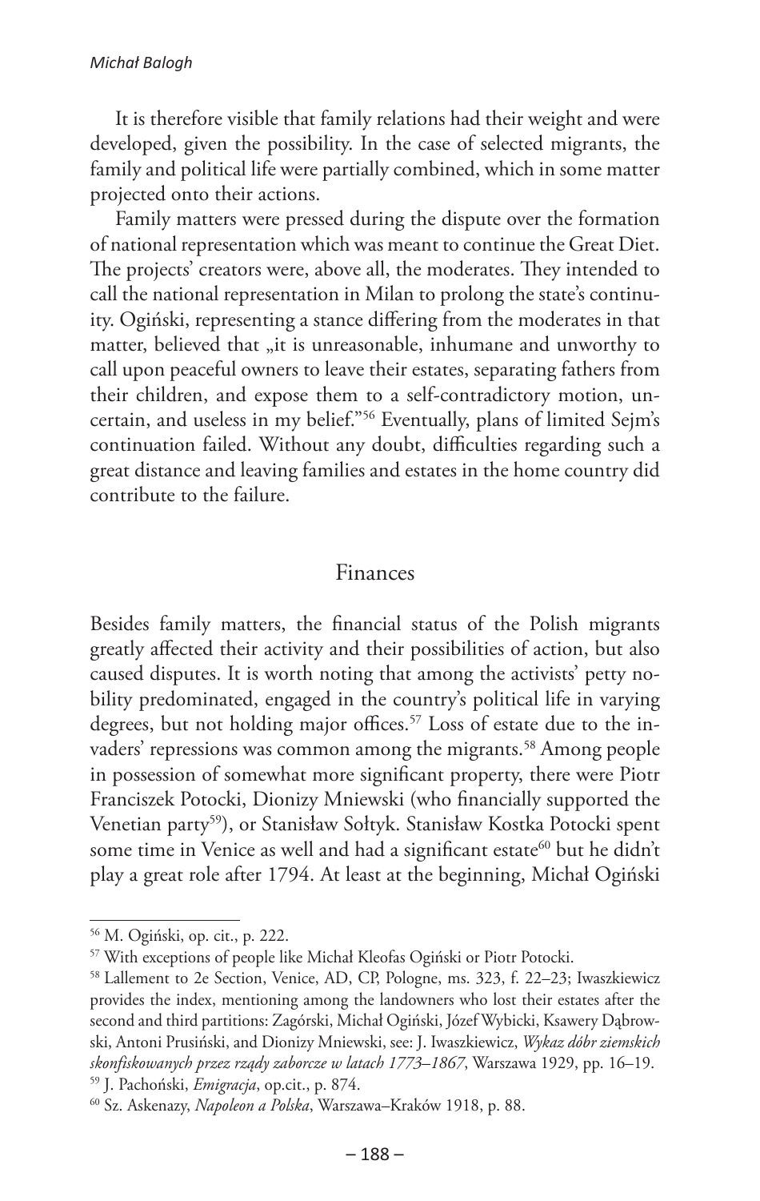It is therefore visible that family relations had their weight and were developed, given the possibility. In the case of selected migrants, the family and political life were partially combined, which in some matter projected onto their actions.

Family matters were pressed during the dispute over the formation of national representation which was meant to continue the Great Diet. The projects' creators were, above all, the moderates. They intended to call the national representation in Milan to prolong the state's continuity. Ogiński, representing a stance differing from the moderates in that matter, believed that „it is unreasonable, inhumane and unworthy to call upon peaceful owners to leave their estates, separating fathers from their children, and expose them to a self-contradictory motion, uncertain, and useless in my belief."[56] Eventually, plans of limited Sejm's continuation failed. Without any doubt, difficulties regarding such a great distance and leaving families and estates in the home country did contribute to the failure.

## Finances

Besides family matters, the financial status of the Polish migrants greatly affected their activity and their possibilities of action, but also caused disputes. It is worth noting that among the activists' petty nobility predominated, engaged in the country's political life in varying degrees, but not holding major offices.[57] Loss of estate due to the invaders' repressions was common among the migrants.[58] Among people in possession of somewhat more significant property, there were Piotr Franciszek Potocki, Dionizy Mniewski (who financially supported the Venetian party[59]), or Stanisław Sołtyk. Stanisław Kostka Potocki spent some time in Venice as well and had a significant estate[60] but he didn't play a great role after 1794. At least at the beginning, Michał Ogiński

---

[56] M. Ogiński, op. cit., p. 222.

[57] With exceptions of people like Michał Kleofas Ogiński or Piotr Potocki.

[58] Lallement to 2e Section, Venice, AD, CP, Pologne, ms. 323, f. 22–23; Iwaszkiewicz provides the index, mentioning among the landowners who lost their estates after the second and third partitions: Zagórski, Michał Ogiński, Józef Wybicki, Ksawery Dąbrowski, Antoni Prusiński, and Dionizy Mniewski, see: J. Iwaszkiewicz, *Wykaz dóbr ziemskich skonfiskowanych przez rządy zaborcze w latach 1773–1867*, Warszawa 1929, pp. 16–19.

[59] J. Pachoński, *Emigracja*, op.cit., p. 874.

[60] Sz. Askenazy, *Napoleon a Polska*, Warszawa–Kraków 1918, p. 88.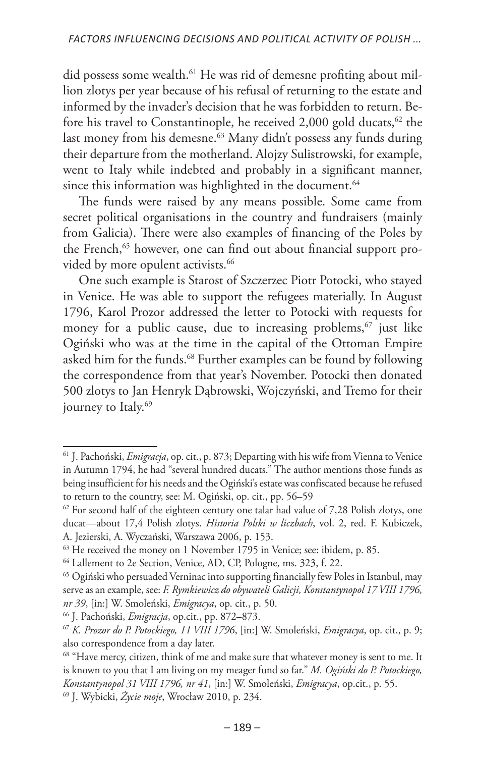did possess some wealth.[61] He was rid of demesne profiting about million zlotys per year because of his refusal of returning to the estate and informed by the invader's decision that he was forbidden to return. Before his travel to Constantinople, he received 2,000 gold ducats,[62] the last money from his demesne.[63] Many didn't possess any funds during their departure from the motherland. Alojzy Sulistrowski, for example, went to Italy while indebted and probably in a significant manner, since this information was highlighted in the document.[64]

The funds were raised by any means possible. Some came from secret political organisations in the country and fundraisers (mainly from Galicia). There were also examples of financing of the Poles by the French,[65] however, one can find out about financial support provided by more opulent activists.[66]

One such example is Starost of Szczerzec Piotr Potocki, who stayed in Venice. He was able to support the refugees materially. In August 1796, Karol Prozor addressed the letter to Potocki with requests for money for a public cause, due to increasing problems,[67] just like Ogiński who was at the time in the capital of the Ottoman Empire asked him for the funds.[68] Further examples can be found by following the correspondence from that year's November. Potocki then donated 500 zlotys to Jan Henryk Dąbrowski, Wojczyński, and Tremo for their journey to Italy.[69]

---

[61] J. Pachoński, *Emigracja*, op. cit., p. 873; Departing with his wife from Vienna to Venice in Autumn 1794, he had "several hundred ducats." The author mentions those funds as being insufficient for his needs and the Ogiński's estate was confiscated because he refused to return to the country, see: M. Ogiński, op. cit., pp. 56–59

[62] For second half of the eighteen century one talar had value of 7,28 Polish zlotys, one ducat—about 17,4 Polish zlotys. *Historia Polski w liczbach*, vol. 2, red. F. Kubiczek, A. Jezierski, A. Wyczański, Warszawa 2006, p. 153.

[63] He received the money on 1 November 1795 in Venice; see: ibidem, p. 85.

[64] Lallement to 2e Section, Venice, AD, CP, Pologne, ms. 323, f. 22.

[65] Ogiński who persuaded Verninac into supporting financially few Poles in Istanbul, may serve as an example, see: *F. Rymkiewicz do obywateli Galicji, Konstantynopol 17 VIII 1796, nr 39*, [in:] W. Smoleński, *Emigracya*, op. cit., p. 50.

[66] J. Pachoński, *Emigracja*, op.cit., pp. 872–873.

[67] *K. Prozor do P. Potockiego, 11 VIII 1796*, [in:] W. Smoleński, *Emigracya*, op. cit., p. 9; also correspondence from a day later.

[68] "Have mercy, citizen, think of me and make sure that whatever money is sent to me. It is known to you that I am living on my meager fund so far." *M. Ogiński do P. Potockiego, Konstantynopol 31 VIII 1796, nr 41*, [in:] W. Smoleński, *Emigracya*, op.cit., p. 55.

[69] J. Wybicki, *Życie moje*, Wrocław 2010, p. 234.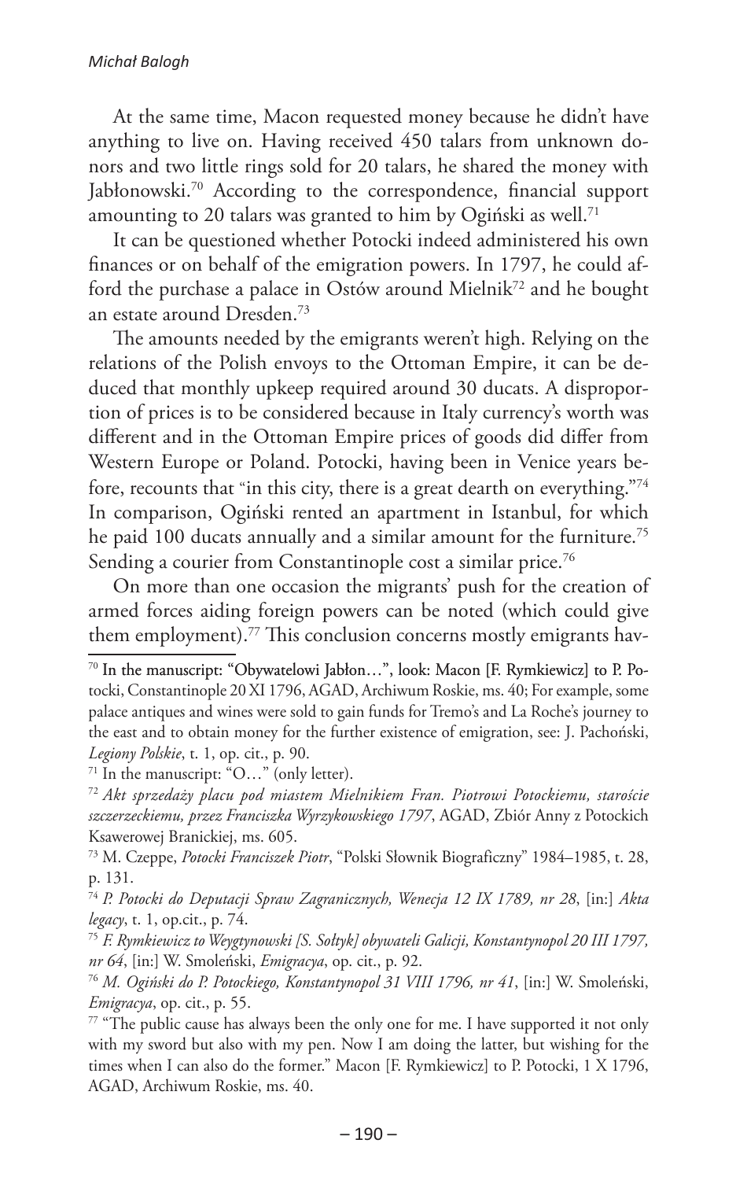At the same time, Macon requested money because he didn't have anything to live on. Having received 450 talars from unknown donors and two little rings sold for 20 talars, he shared the money with Jabłonowski.[70] According to the correspondence, financial support amounting to 20 talars was granted to him by Ogiński as well.[71]

It can be questioned whether Potocki indeed administered his own finances or on behalf of the emigration powers. In 1797, he could afford the purchase a palace in Ostów around Mielnik[72] and he bought an estate around Dresden.[73]

The amounts needed by the emigrants weren't high. Relying on the relations of the Polish envoys to the Ottoman Empire, it can be deduced that monthly upkeep required around 30 ducats. A disproportion of prices is to be considered because in Italy currency's worth was different and in the Ottoman Empire prices of goods did differ from Western Europe or Poland. Potocki, having been in Venice years before, recounts that "in this city, there is a great dearth on everything."[74] In comparison, Ogiński rented an apartment in Istanbul, for which he paid 100 ducats annually and a similar amount for the furniture.[75] Sending a courier from Constantinople cost a similar price.[76]

On more than one occasion the migrants' push for the creation of armed forces aiding foreign powers can be noted (which could give them employment).[77] This conclusion concerns mostly emigrants hav-

---

[70] In the manuscript: "Obywatelowi Jabłon…", look: Macon [F. Rymkiewicz] to P. Potocki, Constantinople 20 XI 1796, AGAD, Archiwum Roskie, ms. 40; For example, some palace antiques and wines were sold to gain funds for Tremo's and La Roche's journey to the east and to obtain money for the further existence of emigration, see: J. Pachoński, *Legiony Polskie*, t. 1, op. cit., p. 90.

[71] In the manuscript: "O…" (only letter).

[72] *Akt sprzedaży placu pod miastem Mielnikiem Fran. Piotrowi Potockiemu, staroście szczerzeckiemu, przez Franciszka Wyrzykowskiego 1797*, AGAD, Zbiór Anny z Potockich Ksawerowej Branickiej, ms. 605.

[73] M. Czeppe, *Potocki Franciszek Piotr*, "Polski Słownik Biograficzny" 1984–1985, t. 28, p. 131.

[74] *P. Potocki do Deputacji Spraw Zagranicznych, Wenecja 12 IX 1789, nr 28*, [in:] *Akta legacy*, t. 1, op.cit., p. 74.

[75] *F. Rymkiewicz to Weygtynowski [S. Sołtyk] obywateli Galicji, Konstantynopol 20 III 1797, nr 64*, [in:] W. Smoleński, *Emigracya*, op. cit., p. 92.

[76] *M. Ogiński do P. Potockiego, Konstantynopol 31 VIII 1796, nr 41*, [in:] W. Smoleński, *Emigracya*, op. cit., p. 55.

[77] "The public cause has always been the only one for me. I have supported it not only with my sword but also with my pen. Now I am doing the latter, but wishing for the times when I can also do the former." Macon [F. Rymkiewicz] to P. Potocki, 1 X 1796, AGAD, Archiwum Roskie, ms. 40.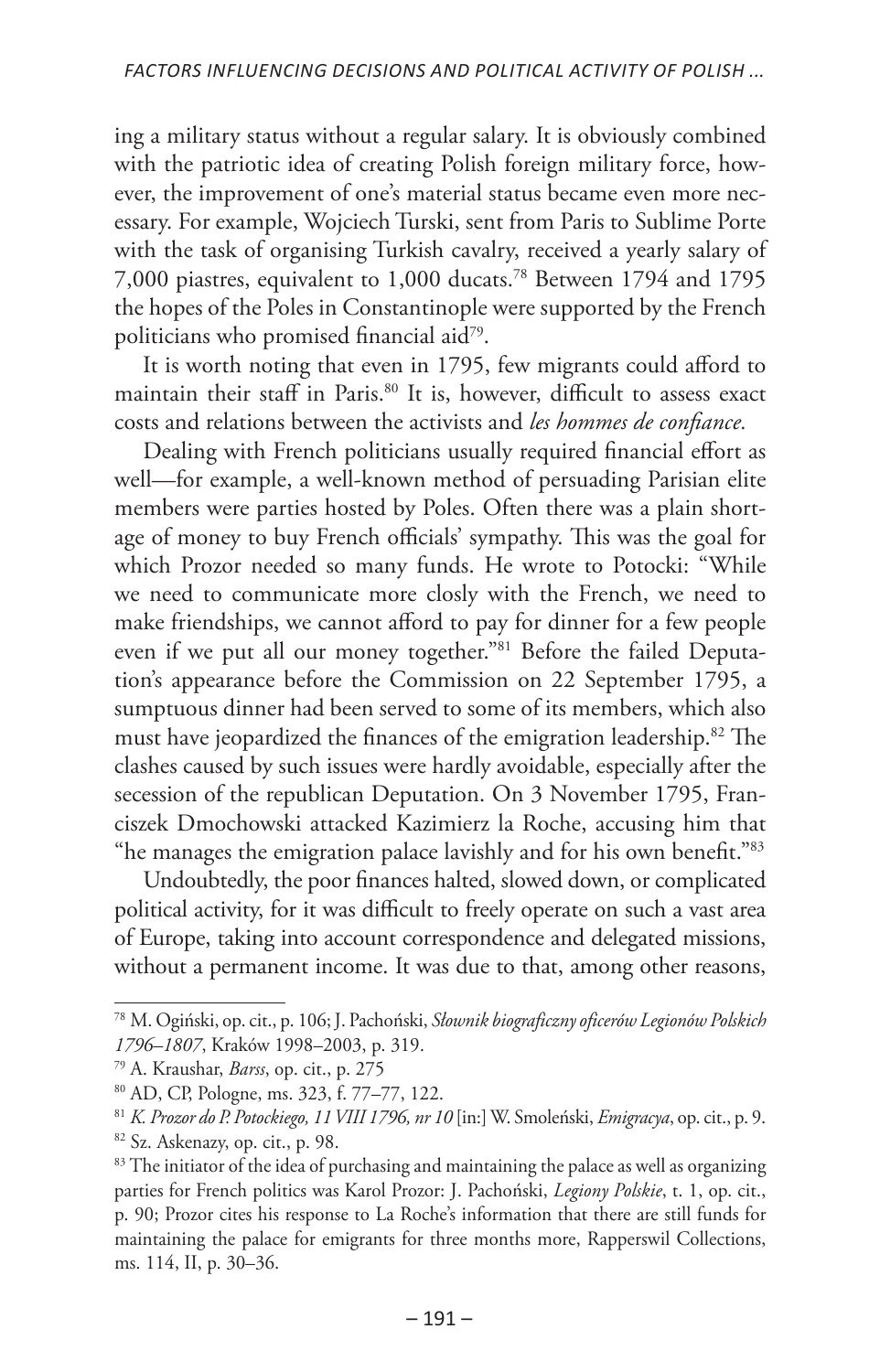ing a military status without a regular salary. It is obviously combined with the patriotic idea of creating Polish foreign military force, however, the improvement of one's material status became even more necessary. For example, Wojciech Turski, sent from Paris to Sublime Porte with the task of organising Turkish cavalry, received a yearly salary of 7,000 piastres, equivalent to 1,000 ducats.[78] Between 1794 and 1795 the hopes of the Poles in Constantinople were supported by the French politicians who promised financial aid[79].

It is worth noting that even in 1795, few migrants could afford to maintain their staff in Paris.[80] It is, however, difficult to assess exact costs and relations between the activists and *les hommes de confiance*.

Dealing with French politicians usually required financial effort as well—for example, a well-known method of persuading Parisian elite members were parties hosted by Poles. Often there was a plain shortage of money to buy French officials' sympathy. This was the goal for which Prozor needed so many funds. He wrote to Potocki: "While we need to communicate more closly with the French, we need to make friendships, we cannot afford to pay for dinner for a few people even if we put all our money together."[81] Before the failed Deputation's appearance before the Commission on 22 September 1795, a sumptuous dinner had been served to some of its members, which also must have jeopardized the finances of the emigration leadership.[82] The clashes caused by such issues were hardly avoidable, especially after the secession of the republican Deputation. On 3 November 1795, Franciszek Dmochowski attacked Kazimierz la Roche, accusing him that "he manages the emigration palace lavishly and for his own benefit."[83]

Undoubtedly, the poor finances halted, slowed down, or complicated political activity, for it was difficult to freely operate on such a vast area of Europe, taking into account correspondence and delegated missions, without a permanent income. It was due to that, among other reasons,

---

[78] M. Ogiński, op. cit., p. 106; J. Pachoński, *Słownik biograficzny oficerów Legionów Polskich 1796–1807*, Kraków 1998–2003, p. 319.

[79] A. Kraushar, *Barss*, op. cit., p. 275

[80] AD, CP, Pologne, ms. 323, f. 77–77, 122.

[81] *K. Prozor do P. Potockiego, 11 VIII 1796, nr 10* [in:] W. Smoleński, *Emigracya*, op. cit., p. 9.

[82] Sz. Askenazy, op. cit., p. 98.

[83] The initiator of the idea of purchasing and maintaining the palace as well as organizing parties for French politics was Karol Prozor: J. Pachoński, *Legiony Polskie*, t. 1, op. cit., p. 90; Prozor cites his response to La Roche's information that there are still funds for maintaining the palace for emigrants for three months more, Rapperswil Collections, ms. 114, II, p. 30–36.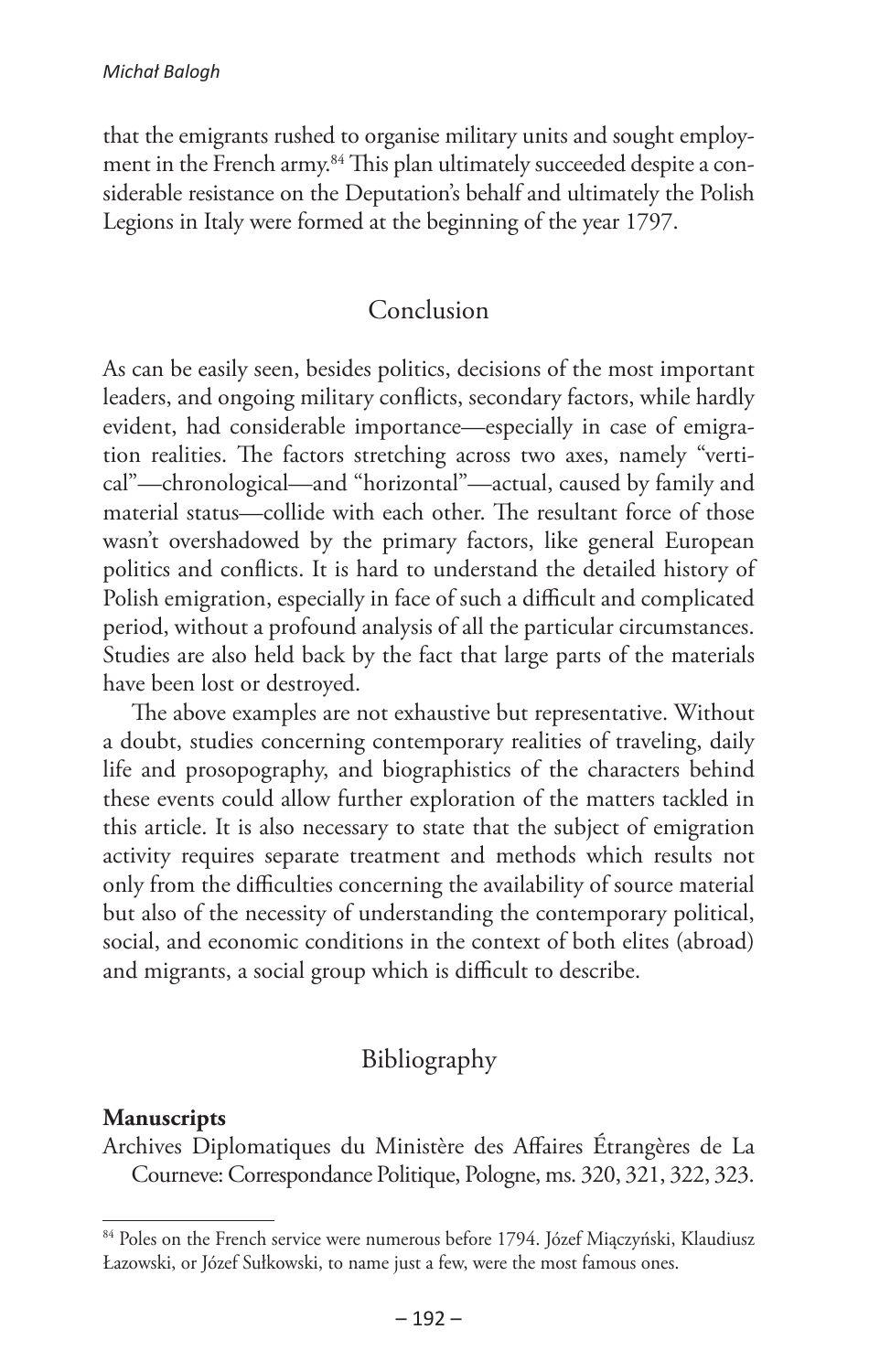that the emigrants rushed to organise military units and sought employment in the French army.[84] This plan ultimately succeeded despite a considerable resistance on the Deputation's behalf and ultimately the Polish Legions in Italy were formed at the beginning of the year 1797.

## Conclusion

As can be easily seen, besides politics, decisions of the most important leaders, and ongoing military conflicts, secondary factors, while hardly evident, had considerable importance—especially in case of emigration realities. The factors stretching across two axes, namely "vertical"—chronological—and "horizontal"—actual, caused by family and material status—collide with each other. The resultant force of those wasn't overshadowed by the primary factors, like general European politics and conflicts. It is hard to understand the detailed history of Polish emigration, especially in face of such a difficult and complicated period, without a profound analysis of all the particular circumstances. Studies are also held back by the fact that large parts of the materials have been lost or destroyed.

The above examples are not exhaustive but representative. Without a doubt, studies concerning contemporary realities of traveling, daily life and prosopography, and biographistics of the characters behind these events could allow further exploration of the matters tackled in this article. It is also necessary to state that the subject of emigration activity requires separate treatment and methods which results not only from the difficulties concerning the availability of source material but also of the necessity of understanding the contemporary political, social, and economic conditions in the context of both elites (abroad) and migrants, a social group which is difficult to describe.

## Bibliography

**Manuscripts**

Archives Diplomatiques du Ministère des Affaires Étrangères de La Courneve: Correspondance Politique, Pologne, ms. 320, 321, 322, 323.

---

[84] Poles on the French service were numerous before 1794. Józef Miączyński, Klaudiusz Łazowski, or Józef Sułkowski, to name just a few, were the most famous ones.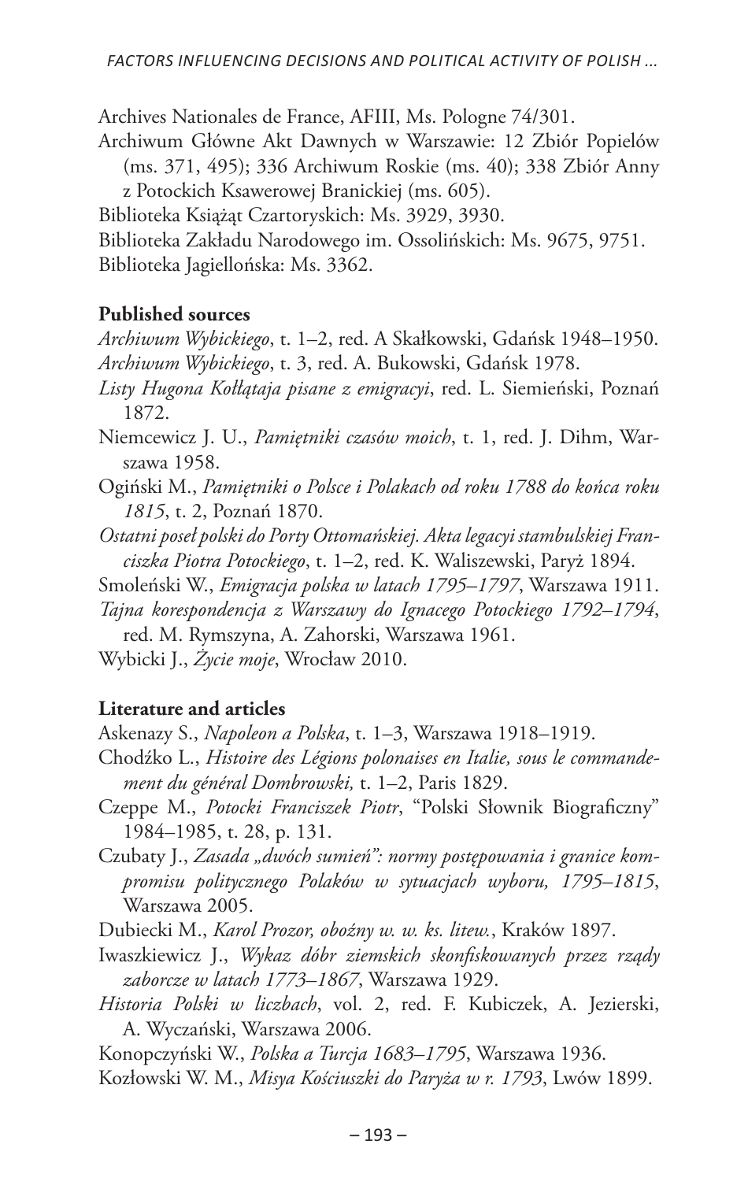Archives Nationales de France, AFIII, Ms. Pologne 74/301.

Archiwum Główne Akt Dawnych w Warszawie: 12 Zbiór Popielów (ms. 371, 495); 336 Archiwum Roskie (ms. 40); 338 Zbiór Anny z Potockich Ksawerowej Branickiej (ms. 605).

Biblioteka Książąt Czartoryskich: Ms. 3929, 3930.

Biblioteka Zakładu Narodowego im. Ossolińskich: Ms. 9675, 9751.

Biblioteka Jagiellońska: Ms. 3362.

**Published sources**

*Archiwum Wybickiego*, t. 1–2, red. A Skałkowski, Gdańsk 1948–1950.

*Archiwum Wybickiego*, t. 3, red. A. Bukowski, Gdańsk 1978.

*Listy Hugona Kołłątaja pisane z emigracyi*, red. L. Siemieński, Poznań 1872.

Niemcewicz J. U., *Pamiętniki czasów moich*, t. 1, red. J. Dihm, Warszawa 1958.

Ogiński M., *Pamiętniki o Polsce i Polakach od roku 1788 do końca roku 1815*, t. 2, Poznań 1870.

*Ostatni poseł polski do Porty Ottomańskiej. Akta legacyi stambulskiej Franciszka Piotra Potockiego*, t. 1–2, red. K. Waliszewski, Paryż 1894.

Smoleński W., *Emigracja polska w latach 1795–1797*, Warszawa 1911.

*Tajna korespondencja z Warszawy do Ignacego Potockiego 1792–1794*, red. M. Rymszyna, A. Zahorski, Warszawa 1961.

Wybicki J., *Życie moje*, Wrocław 2010.

**Literature and articles**

Askenazy S., *Napoleon a Polska*, t. 1–3, Warszawa 1918–1919.

Chodźko L., *Histoire des Légions polonaises en Italie, sous le commandement du général Dombrowski,* t. 1–2, Paris 1829.

Czeppe M., *Potocki Franciszek Piotr*, "Polski Słownik Biograficzny" 1984–1985, t. 28, p. 131.

Czubaty J., *Zasada „dwóch sumień": normy postępowania i granice kompromisu politycznego Polaków w sytuacjach wyboru, 1795–1815*, Warszawa 2005.

Dubiecki M., *Karol Prozor, oboźny w. w. ks. litew.*, Kraków 1897.

Iwaszkiewicz J., *Wykaz dóbr ziemskich skonfiskowanych przez rządy zaborcze w latach 1773–1867*, Warszawa 1929.

*Historia Polski w liczbach*, vol. 2, red. F. Kubiczek, A. Jezierski, A. Wyczański, Warszawa 2006.

Konopczyński W., *Polska a Turcja 1683–1795*, Warszawa 1936.

Kozłowski W. M., *Misya Kościuszki do Paryża w r. 1793*, Lwów 1899.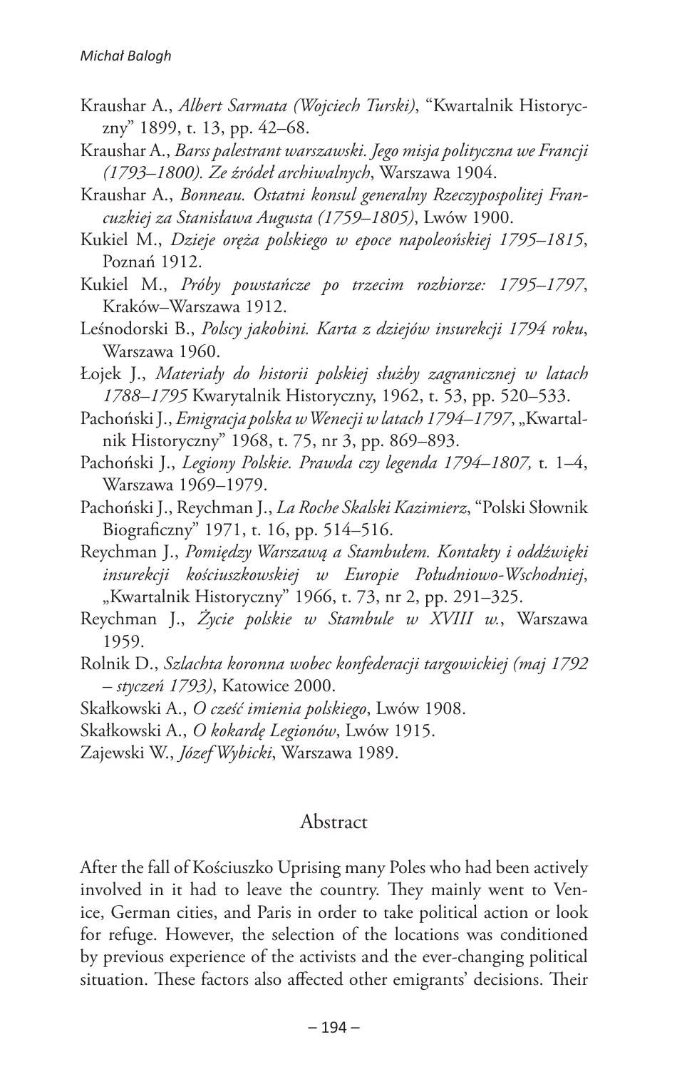Kraushar A., *Albert Sarmata (Wojciech Turski)*, "Kwartalnik Historyczny" 1899, t. 13, pp. 42–68.

Kraushar A., *Barss palestrant warszawski. Jego misja polityczna we Francji (1793–1800). Ze źródeł archiwalnych*, Warszawa 1904.

Kraushar A., *Bonneau. Ostatni konsul generalny Rzeczypospolitej Francuzkiej za Stanisława Augusta (1759–1805)*, Lwów 1900.

Kukiel M., *Dzieje oręża polskiego w epoce napoleońskiej 1795–1815*, Poznań 1912.

Kukiel M., *Próby powstańcze po trzecim rozbiorze: 1795–1797*, Kraków–Warszawa 1912.

Leśnodorski B., *Polscy jakobini. Karta z dziejów insurekcji 1794 roku*, Warszawa 1960.

Łojek J., *Materiały do historii polskiej służby zagranicznej w latach 1788–1795* Kwarytalnik Historyczny, 1962, t. 53, pp. 520–533.

Pachoński J., *Emigracja polska w Wenecji w latach 1794–1797*, „Kwartalnik Historyczny" 1968, t. 75, nr 3, pp. 869–893.

Pachoński J., *Legiony Polskie. Prawda czy legenda 1794–1807,* t. 1–4, Warszawa 1969–1979.

Pachoński J., Reychman J., *La Roche Skalski Kazimierz*, "Polski Słownik Biograficzny" 1971, t. 16, pp. 514–516.

Reychman J., *Pomiędzy Warszawą a Stambułem. Kontakty i oddźwięki insurekcji kościuszkowskiej w Europie Południowo-Wschodniej*, „Kwartalnik Historyczny" 1966, t. 73, nr 2, pp. 291–325.

Reychman J., *Życie polskie w Stambule w XVIII w.*, Warszawa 1959.

Rolnik D., *Szlachta koronna wobec konfederacji targowickiej (maj 1792 – styczeń 1793)*, Katowice 2000.

Skałkowski A., *O cześć imienia polskiego*, Lwów 1908.

Skałkowski A., *O kokardę Legionów*, Lwów 1915.

Zajewski W., *Józef Wybicki*, Warszawa 1989.

## Abstract

After the fall of Kościuszko Uprising many Poles who had been actively involved in it had to leave the country. They mainly went to Venice, German cities, and Paris in order to take political action or look for refuge. However, the selection of the locations was conditioned by previous experience of the activists and the ever-changing political situation. These factors also affected other emigrants' decisions. Their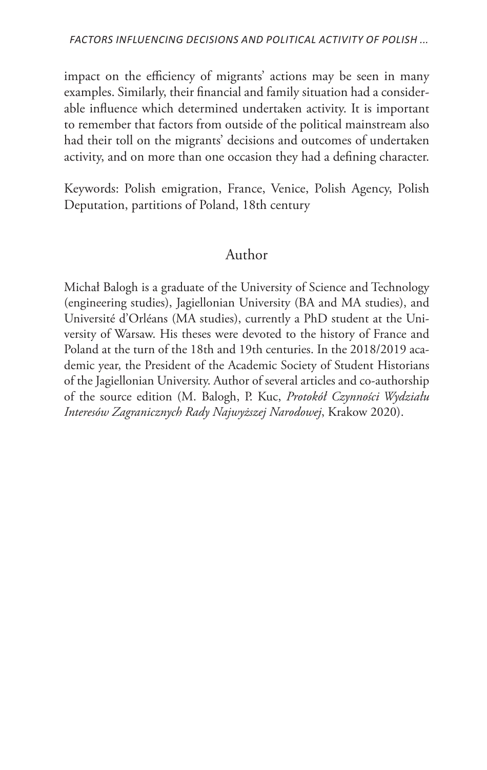impact on the efficiency of migrants' actions may be seen in many examples. Similarly, their financial and family situation had a considerable influence which determined undertaken activity. It is important to remember that factors from outside of the political mainstream also had their toll on the migrants' decisions and outcomes of undertaken activity, and on more than one occasion they had a defining character.

Keywords: Polish emigration, France, Venice, Polish Agency, Polish Deputation, partitions of Poland, 18th century

## Author

Michał Balogh is a graduate of the University of Science and Technology (engineering studies), Jagiellonian University (BA and MA studies), and Université d'Orléans (MA studies), currently a PhD student at the University of Warsaw. His theses were devoted to the history of France and Poland at the turn of the 18th and 19th centuries. In the 2018/2019 academic year, the President of the Academic Society of Student Historians of the Jagiellonian University. Author of several articles and co-authorship of the source edition (M. Balogh, P. Kuc, *Protokół Czynności Wydziału Interesów Zagranicznych Rady Najwyższej Narodowej*, Krakow 2020).